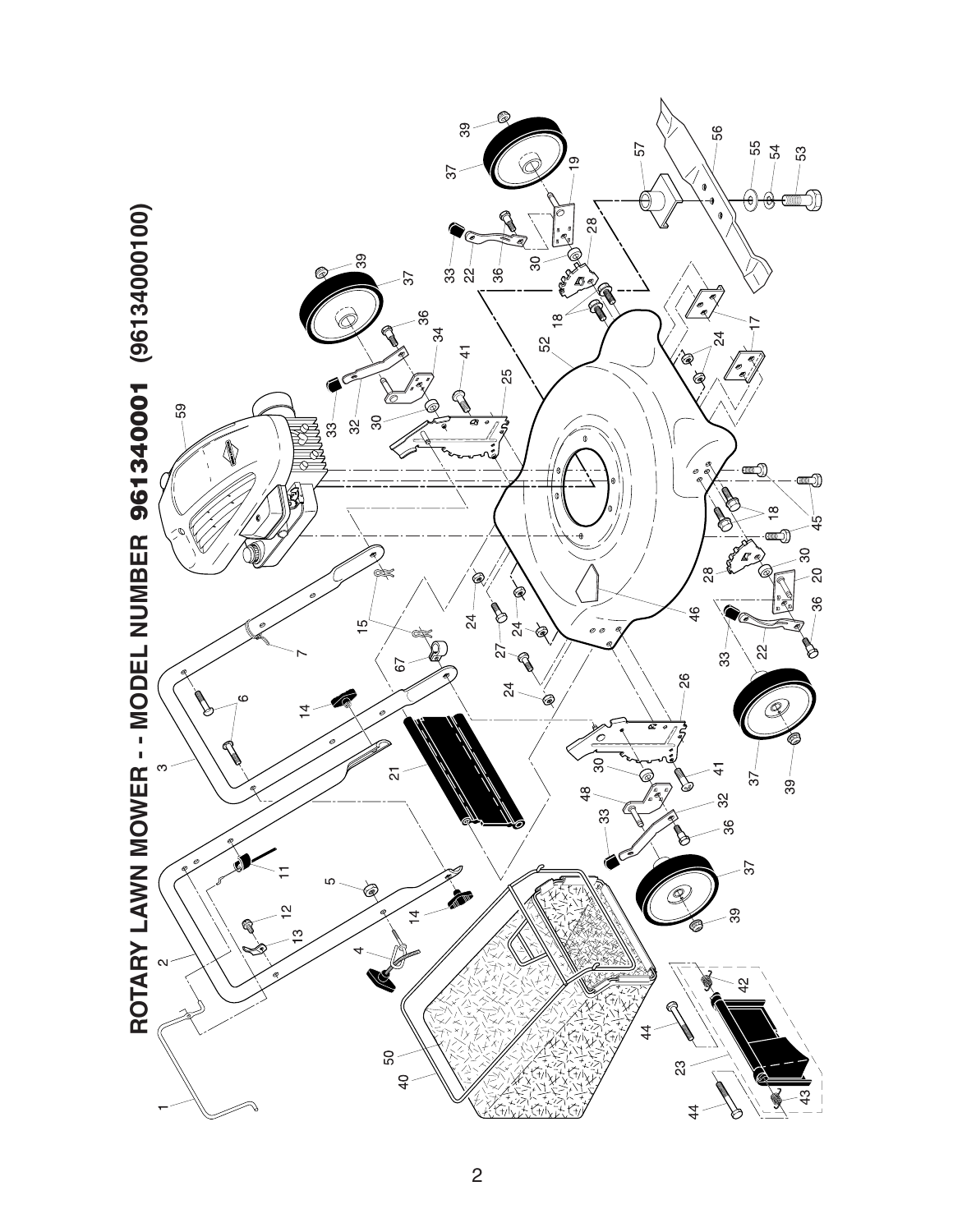# ROTARY LAWN MOWER - - MODEL NUMBER 961340001 (96134000100)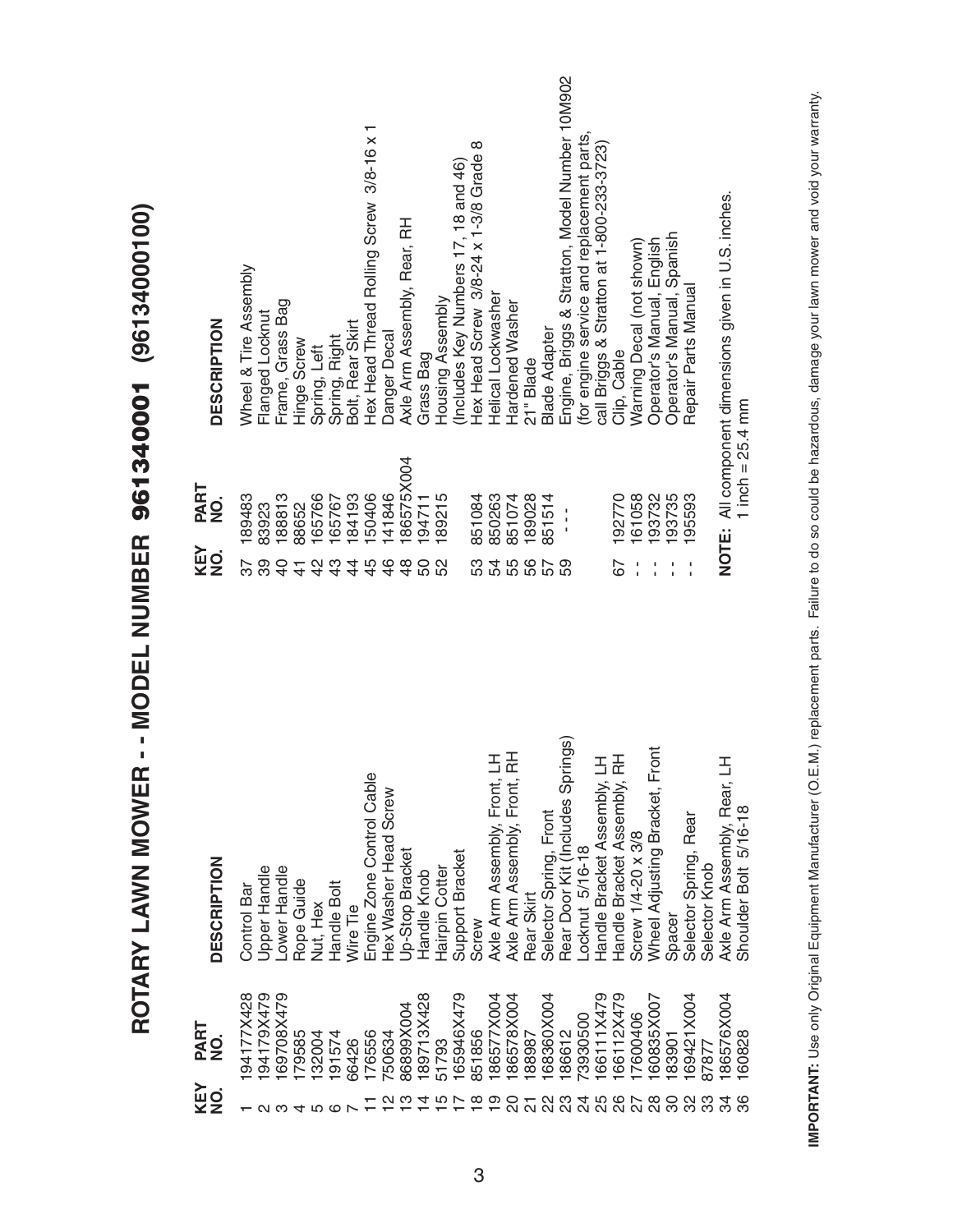# ROTARY LAWN MOWER - - MODEL NUMBER 961340001 (96134000100)

| KEY NO. | PART NO. | DESCRIPTION |
|---|---|---|
| 1 | 194177X428 | Control Bar |
| 2 | 194179X479 | Upper Handle |
| 3 | 169708X479 | Lower Handle |
| 4 | 179585 | Rope Guide |
| 5 | 132004 | Nut, Hex |
| 6 | 191574 | Handle Bolt |
| 7 | 66426 | Wire Tie |
| 11 | 176556 | Engine Zone Control Cable |
| 12 | 750634 | Hex Washer Head Screw |
| 13 | 86899X004 | Up-Stop Bracket |
| 14 | 189713X428 | Handle Knob |
| 15 | 51793 | Hairpin Cotter |
| 17 | 165946X479 | Support Bracket |
| 18 | 851856 | Screw |
| 19 | 186577X004 | Axle Arm Assembly, Front, LH |
| 20 | 186578X004 | Axle Arm Assembly, Front, RH |
| 21 | 188987 | Rear Skirt |
| 22 | 168360X004 | Selector Spring, Front |
| 23 | 186612 | Rear Door Kit (Includes Springs) |
| 24 | 73930500 | Locknut 5/16-18 |
| 25 | 166111X479 | Handle Bracket Assembly, LH |
| 26 | 166112X479 | Handle Bracket Assembly, RH |
| 27 | 17600406 | Screw 1/4-20 x 3/8 |
| 28 | 160835X007 | Wheel Adjusting Bracket, Front |
| 30 | 183901 | Spacer |
| 32 | 169421X004 | Selector Spring, Rear |
| 33 | 87877 | Selector Knob |
| 34 | 186576X004 | Axle Arm Assembly, Rear, LH |
| 36 | 160828 | Shoulder Bolt 5/16-18 |
| 37 | 189483 | Wheel & Tire Assembly |
| 39 | 83923 | Flanged Locknut |
| 40 | 188813 | Frame, Grass Bag |
| 41 | 88652 | Hinge Screw |
| 42 | 165766 | Spring, Left |
| 43 | 165767 | Spring, Right |
| 44 | 184193 | Bolt, Rear Skirt |
| 45 | 150406 | Hex Head Thread Rolling Screw 3/8-16 x 1 |
| 46 | 141846 | Danger Decal |
| 48 | 186575X004 | Axle Arm Assembly, Rear, RH |
| 50 | 194711 | Grass Bag |
| 52 | 189215 | Housing Assembly (Includes Key Numbers 17, 18 and 46) |
| 53 | 851084 | Hex Head Screw 3/8-24 x 1-3/8 Grade 8 |
| 54 | 850263 | Helical Lockwasher |
| 55 | 851074 | Hardened Washer |
| 56 | 189028 | 21" Blade |
| 57 | 851514 | Blade Adapter |
| 59 | - - - | Engine, Briggs & Stratton, Model Number 10M902 (for engine service and replacement parts, call Briggs & Stratton at 1-800-233-3723) |
| 67 | 192770 | Clip, Cable |
| - - | 161058 | Warning Decal (not shown) |
| - - | 193732 | Operator's Manual, English |
| - - | 193735 | Operator's Manual, Spanish |
| - - | 195593 | Repair Parts Manual |

**NOTE:** All component dimensions given in U.S. inches.
1 inch = 25.4 mm

**IMPORTANT:** Use only Original Equipment Manufacturer (O.E.M.) replacement parts. Failure to do so could be hazardous, damage your lawn mower and void your warranty.